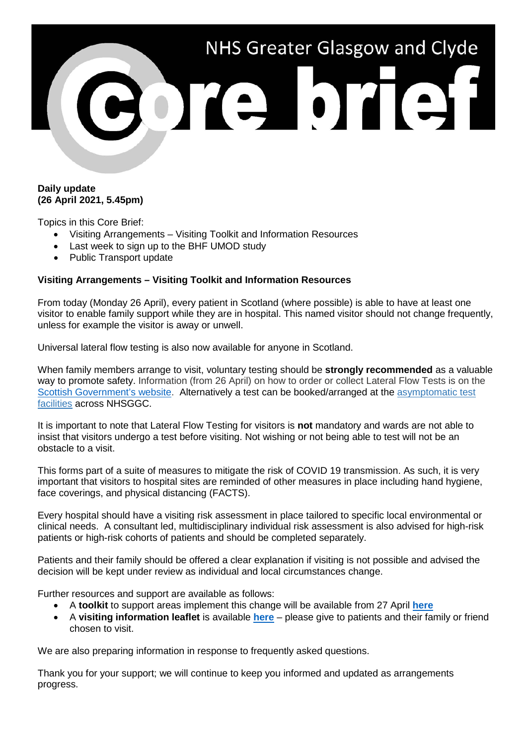# NHS Greater Glasgow and Clyde Core brief

**Daily update**
**(26 April 2021, 5.45pm)**

Topics in this Core Brief:

- Visiting Arrangements – Visiting Toolkit and Information Resources
- Last week to sign up to the BHF UMOD study
- Public Transport update

**Visiting Arrangements – Visiting Toolkit and Information Resources**

From today (Monday 26 April), every patient in Scotland (where possible) is able to have at least one visitor to enable family support while they are in hospital. This named visitor should not change frequently, unless for example the visitor is away or unwell.

Universal lateral flow testing is also now available for anyone in Scotland.

When family members arrange to visit, voluntary testing should be **strongly recommended** as a valuable way to promote safety. Information (from 26 April) on how to order or collect Lateral Flow Tests is on the Scottish Government's website. Alternatively a test can be booked/arranged at the asymptomatic test facilities across NHSGGC.

It is important to note that Lateral Flow Testing for visitors is **not** mandatory and wards are not able to insist that visitors undergo a test before visiting. Not wishing or not being able to test will not be an obstacle to a visit.

This forms part of a suite of measures to mitigate the risk of COVID 19 transmission. As such, it is very important that visitors to hospital sites are reminded of other measures in place including hand hygiene, face coverings, and physical distancing (FACTS).

Every hospital should have a visiting risk assessment in place tailored to specific local environmental or clinical needs. A consultant led, multidisciplinary individual risk assessment is also advised for high-risk patients or high-risk cohorts of patients and should be completed separately.

Patients and their family should be offered a clear explanation if visiting is not possible and advised the decision will be kept under review as individual and local circumstances change.

Further resources and support are available as follows:

- A **toolkit** to support areas implement this change will be available from 27 April **here**
- A **visiting information leaflet** is available **here** – please give to patients and their family or friend chosen to visit.

We are also preparing information in response to frequently asked questions.

Thank you for your support; we will continue to keep you informed and updated as arrangements progress.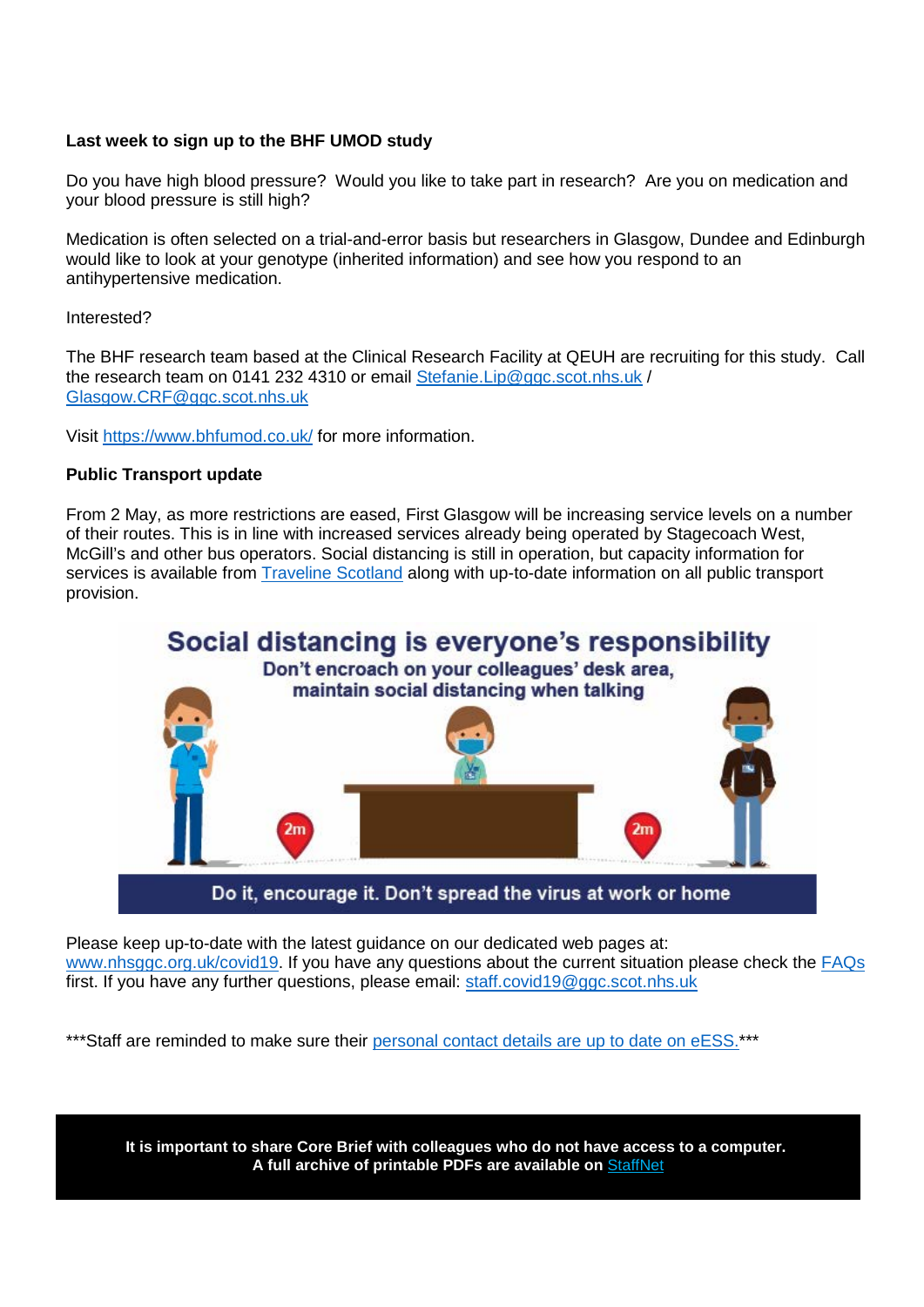**Last week to sign up to the BHF UMOD study**

Do you have high blood pressure? Would you like to take part in research? Are you on medication and your blood pressure is still high?

Medication is often selected on a trial-and-error basis but researchers in Glasgow, Dundee and Edinburgh would like to look at your genotype (inherited information) and see how you respond to an antihypertensive medication.

Interested?

The BHF research team based at the Clinical Research Facility at QEUH are recruiting for this study. Call the research team on 0141 232 4310 or email Stefanie.Lip@ggc.scot.nhs.uk / Glasgow.CRF@ggc.scot.nhs.uk

Visit https://www.bhfumod.co.uk/ for more information.

**Public Transport update**

From 2 May, as more restrictions are eased, First Glasgow will be increasing service levels on a number of their routes. This is in line with increased services already being operated by Stagecoach West, McGill's and other bus operators. Social distancing is still in operation, but capacity information for services is available from Traveline Scotland along with up-to-date information on all public transport provision.

Social distancing is everyone's responsibility

Don't encroach on your colleagues' desk area, maintain social distancing when talking

2m

2m

Do it, encourage it. Don't spread the virus at work or home

Please keep up-to-date with the latest guidance on our dedicated web pages at: www.nhsggc.org.uk/covid19. If you have any questions about the current situation please check the FAQs first. If you have any further questions, please email: staff.covid19@ggc.scot.nhs.uk

***Staff are reminded to make sure their personal contact details are up to date on eESS.***

**It is important to share Core Brief with colleagues who do not have access to a computer.**
**A full archive of printable PDFs are available on StaffNet**